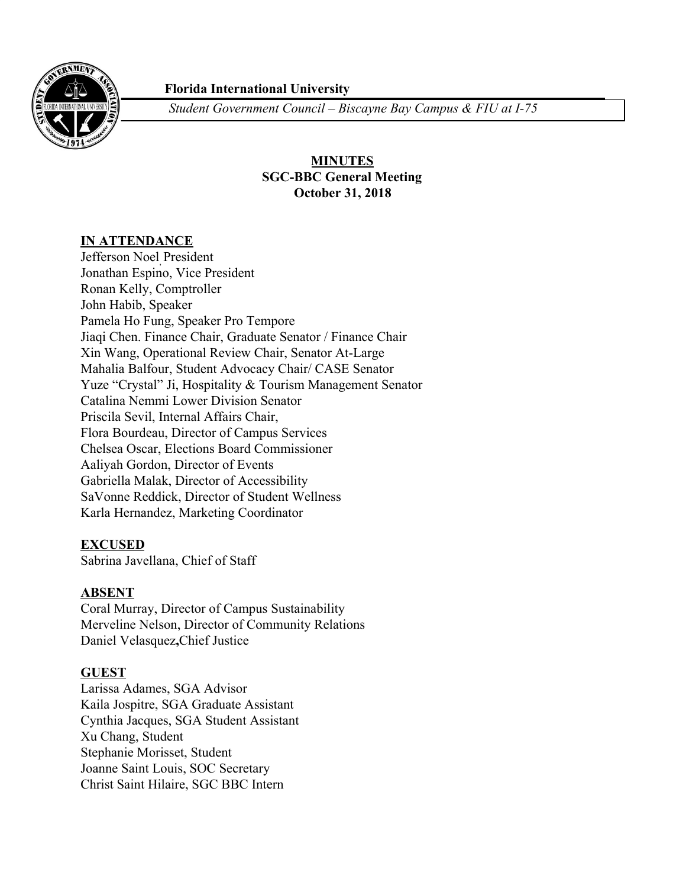**Florida International University**

*Student Government Council – Biscayne Bay Campus & FIU at I-75*

**MINUTES**
**SGC-BBC General Meeting**
**October 31, 2018**

**IN ATTENDANCE**

Jefferson Noel, President
Jonathan Espino, Vice President
Ronan Kelly, Comptroller
John Habib, Speaker
Pamela Ho Fung, Speaker Pro Tempore
Jiaqi Chen. Finance Chair, Graduate Senator / Finance Chair
Xin Wang, Operational Review Chair, Senator At-Large
Mahalia Balfour, Student Advocacy Chair/ CASE Senator
Yuze "Crystal" Ji, Hospitality & Tourism Management Senator
Catalina Nemmi Lower Division Senator
Priscila Sevil, Internal Affairs Chair,
Flora Bourdeau, Director of Campus Services
Chelsea Oscar, Elections Board Commissioner
Aaliyah Gordon, Director of Events
Gabriella Malak, Director of Accessibility
SaVonne Reddick, Director of Student Wellness
Karla Hernandez, Marketing Coordinator

**EXCUSED**

Sabrina Javellana, Chief of Staff

**ABSENT**

Coral Murray, Director of Campus Sustainability
Merveline Nelson, Director of Community Relations
Daniel Velasquez**,**Chief Justice

**GUEST**

Larissa Adames, SGA Advisor
Kaila Jospitre, SGA Graduate Assistant
Cynthia Jacques, SGA Student Assistant
Xu Chang, Student
Stephanie Morisset, Student
Joanne Saint Louis, SOC Secretary
Christ Saint Hilaire, SGC BBC Intern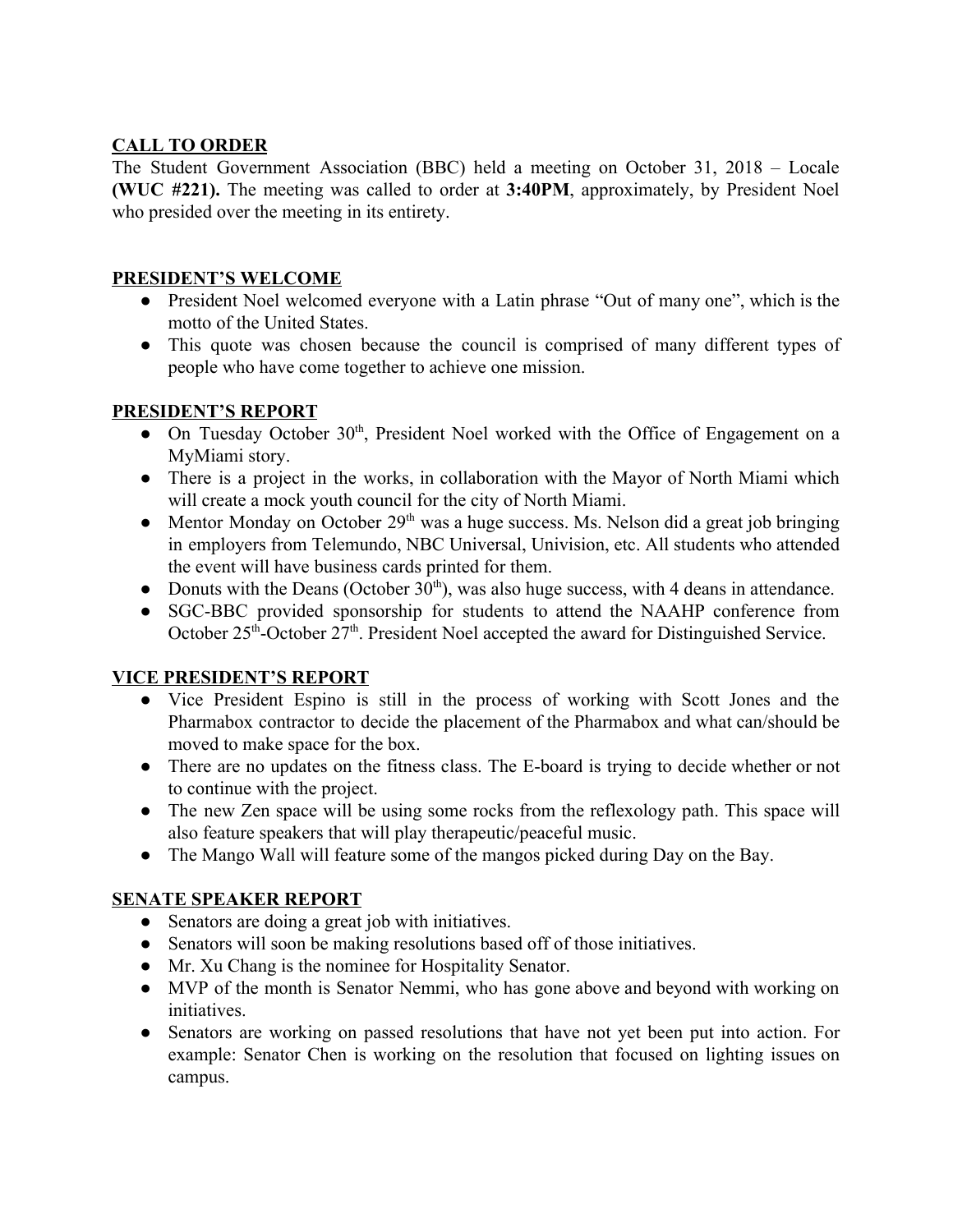## CALL TO ORDER

The Student Government Association (BBC) held a meeting on October 31, 2018 – Locale **(WUC #221).** The meeting was called to order at **3:40PM**, approximately, by President Noel who presided over the meeting in its entirety.

## PRESIDENT'S WELCOME

- President Noel welcomed everyone with a Latin phrase "Out of many one", which is the motto of the United States.
- This quote was chosen because the council is comprised of many different types of people who have come together to achieve one mission.

## PRESIDENT'S REPORT

- On Tuesday October 30th, President Noel worked with the Office of Engagement on a MyMiami story.
- There is a project in the works, in collaboration with the Mayor of North Miami which will create a mock youth council for the city of North Miami.
- Mentor Monday on October 29th was a huge success. Ms. Nelson did a great job bringing in employers from Telemundo, NBC Universal, Univision, etc. All students who attended the event will have business cards printed for them.
- Donuts with the Deans (October 30th), was also huge success, with 4 deans in attendance.
- SGC-BBC provided sponsorship for students to attend the NAAHP conference from October 25th-October 27th. President Noel accepted the award for Distinguished Service.

## VICE PRESIDENT'S REPORT

- Vice President Espino is still in the process of working with Scott Jones and the Pharmabox contractor to decide the placement of the Pharmabox and what can/should be moved to make space for the box.
- There are no updates on the fitness class. The E-board is trying to decide whether or not to continue with the project.
- The new Zen space will be using some rocks from the reflexology path. This space will also feature speakers that will play therapeutic/peaceful music.
- The Mango Wall will feature some of the mangos picked during Day on the Bay.

## SENATE SPEAKER REPORT

- Senators are doing a great job with initiatives.
- Senators will soon be making resolutions based off of those initiatives.
- Mr. Xu Chang is the nominee for Hospitality Senator.
- MVP of the month is Senator Nemmi, who has gone above and beyond with working on initiatives.
- Senators are working on passed resolutions that have not yet been put into action. For example: Senator Chen is working on the resolution that focused on lighting issues on campus.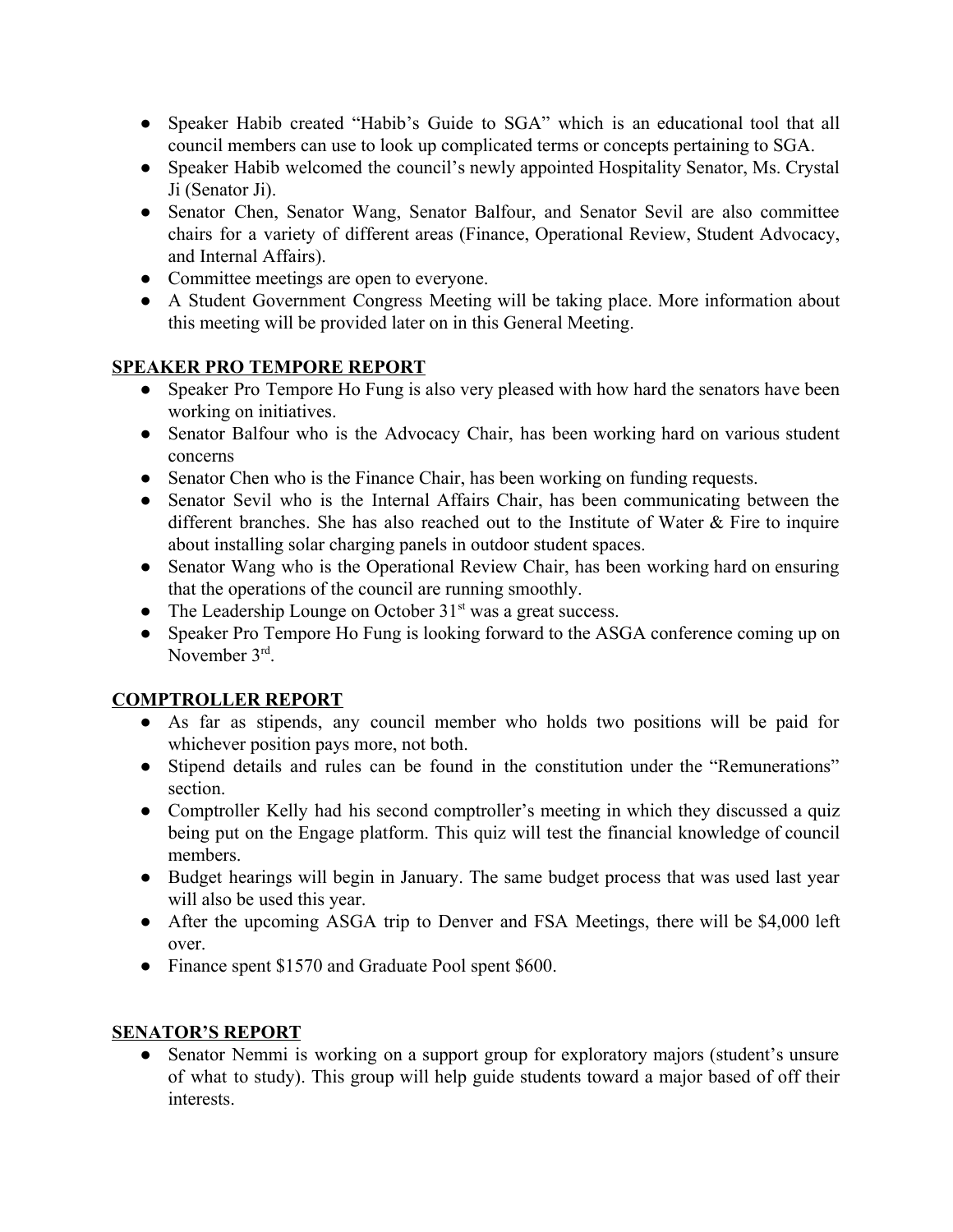- Speaker Habib created "Habib's Guide to SGA" which is an educational tool that all council members can use to look up complicated terms or concepts pertaining to SGA.
- Speaker Habib welcomed the council's newly appointed Hospitality Senator, Ms. Crystal Ji (Senator Ji).
- Senator Chen, Senator Wang, Senator Balfour, and Senator Sevil are also committee chairs for a variety of different areas (Finance, Operational Review, Student Advocacy, and Internal Affairs).
- Committee meetings are open to everyone.
- A Student Government Congress Meeting will be taking place. More information about this meeting will be provided later on in this General Meeting.

## SPEAKER PRO TEMPORE REPORT

- Speaker Pro Tempore Ho Fung is also very pleased with how hard the senators have been working on initiatives.
- Senator Balfour who is the Advocacy Chair, has been working hard on various student concerns
- Senator Chen who is the Finance Chair, has been working on funding requests.
- Senator Sevil who is the Internal Affairs Chair, has been communicating between the different branches. She has also reached out to the Institute of Water & Fire to inquire about installing solar charging panels in outdoor student spaces.
- Senator Wang who is the Operational Review Chair, has been working hard on ensuring that the operations of the council are running smoothly.
- The Leadership Lounge on October 31st was a great success.
- Speaker Pro Tempore Ho Fung is looking forward to the ASGA conference coming up on November 3rd.

## COMPTROLLER REPORT

- As far as stipends, any council member who holds two positions will be paid for whichever position pays more, not both.
- Stipend details and rules can be found in the constitution under the "Remunerations" section.
- Comptroller Kelly had his second comptroller's meeting in which they discussed a quiz being put on the Engage platform. This quiz will test the financial knowledge of council members.
- Budget hearings will begin in January. The same budget process that was used last year will also be used this year.
- After the upcoming ASGA trip to Denver and FSA Meetings, there will be $4,000 left over.
- Finance spent $1570 and Graduate Pool spent $600.

## SENATOR'S REPORT

- Senator Nemmi is working on a support group for exploratory majors (student's unsure of what to study). This group will help guide students toward a major based of off their interests.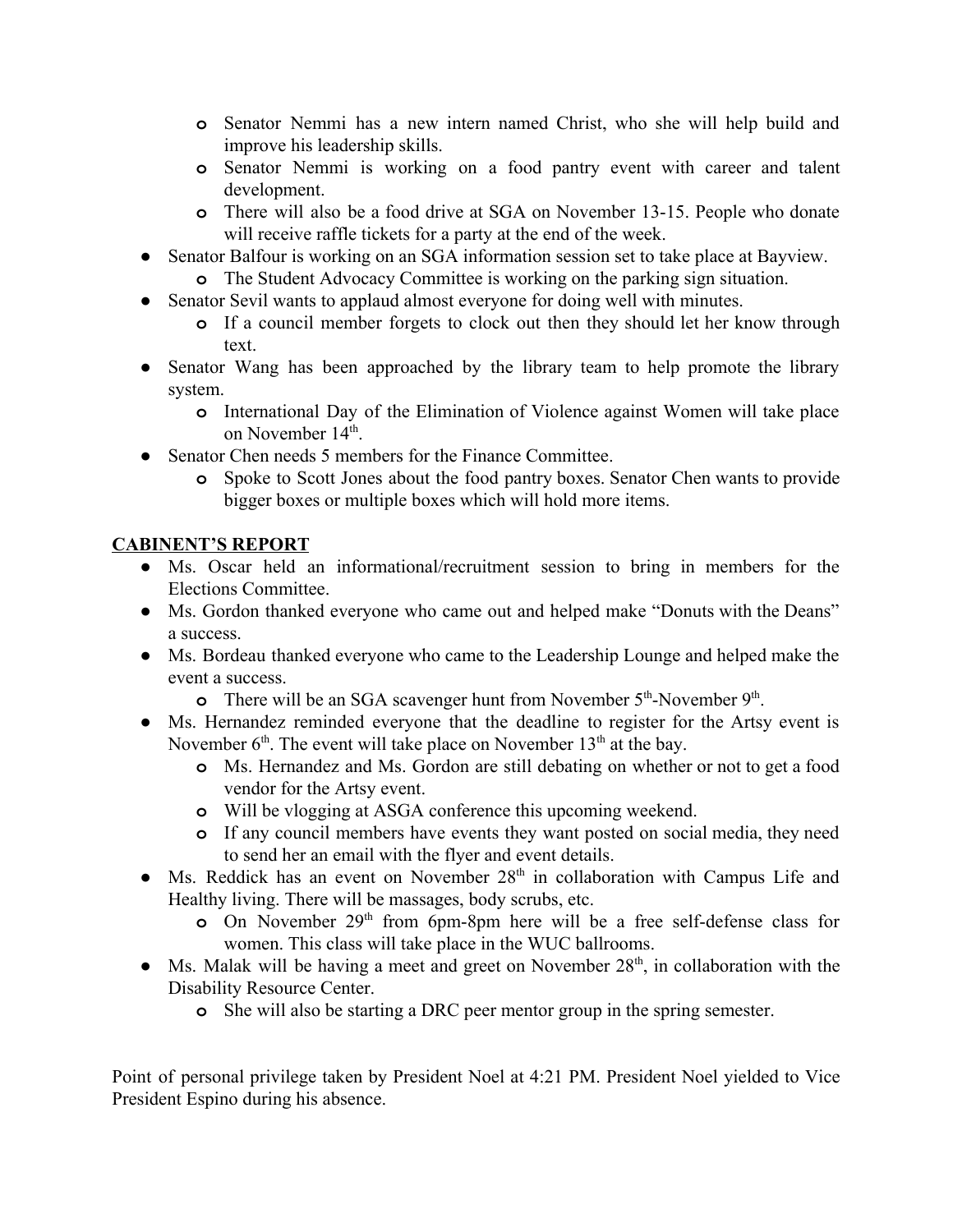- Senator Nemmi has a new intern named Christ, who she will help build and improve his leadership skills.
  - Senator Nemmi is working on a food pantry event with career and talent development.
  - There will also be a food drive at SGA on November 13-15. People who donate will receive raffle tickets for a party at the end of the week.
- Senator Balfour is working on an SGA information session set to take place at Bayview.
  - The Student Advocacy Committee is working on the parking sign situation.
- Senator Sevil wants to applaud almost everyone for doing well with minutes.
  - If a council member forgets to clock out then they should let her know through text.
- Senator Wang has been approached by the library team to help promote the library system.
  - International Day of the Elimination of Violence against Women will take place on November 14th.
- Senator Chen needs 5 members for the Finance Committee.
  - Spoke to Scott Jones about the food pantry boxes. Senator Chen wants to provide bigger boxes or multiple boxes which will hold more items.

**CABINENT'S REPORT**

- Ms. Oscar held an informational/recruitment session to bring in members for the Elections Committee.
- Ms. Gordon thanked everyone who came out and helped make "Donuts with the Deans" a success.
- Ms. Bordeau thanked everyone who came to the Leadership Lounge and helped make the event a success.
  - There will be an SGA scavenger hunt from November 5th-November 9th.
- Ms. Hernandez reminded everyone that the deadline to register for the Artsy event is November 6th. The event will take place on November 13th at the bay.
  - Ms. Hernandez and Ms. Gordon are still debating on whether or not to get a food vendor for the Artsy event.
  - Will be vlogging at ASGA conference this upcoming weekend.
  - If any council members have events they want posted on social media, they need to send her an email with the flyer and event details.
- Ms. Reddick has an event on November 28th in collaboration with Campus Life and Healthy living. There will be massages, body scrubs, etc.
  - On November 29th from 6pm-8pm here will be a free self-defense class for women. This class will take place in the WUC ballrooms.
- Ms. Malak will be having a meet and greet on November 28th, in collaboration with the Disability Resource Center.
  - She will also be starting a DRC peer mentor group in the spring semester.

Point of personal privilege taken by President Noel at 4:21 PM. President Noel yielded to Vice President Espino during his absence.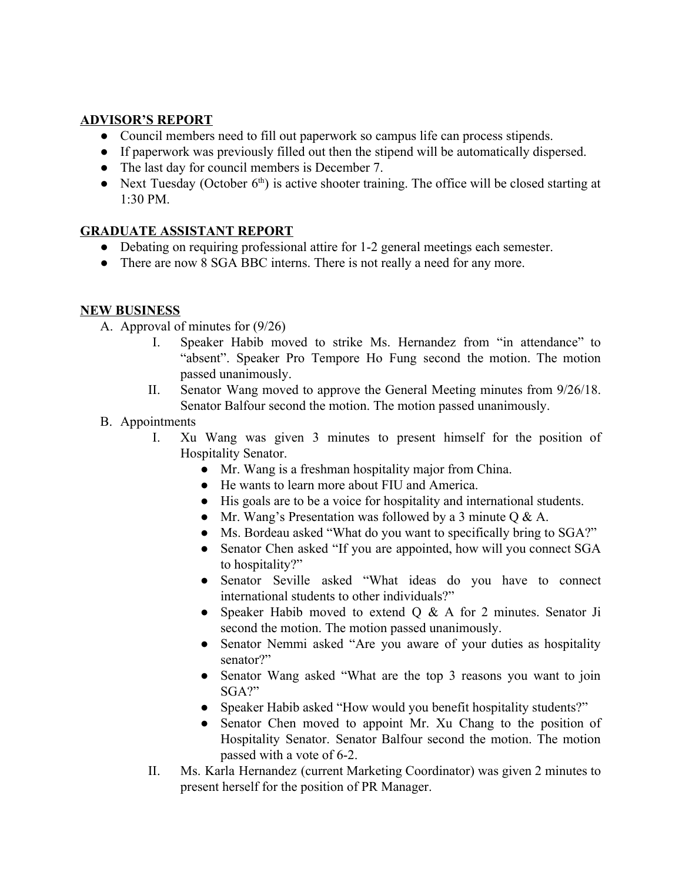**ADVISOR'S REPORT**

- Council members need to fill out paperwork so campus life can process stipends.
- If paperwork was previously filled out then the stipend will be automatically dispersed.
- The last day for council members is December 7.
- Next Tuesday (October 6th) is active shooter training. The office will be closed starting at 1:30 PM.

**GRADUATE ASSISTANT REPORT**

- Debating on requiring professional attire for 1-2 general meetings each semester.
- There are now 8 SGA BBC interns. There is not really a need for any more.

**NEW BUSINESS**

A. Approval of minutes for (9/26)
   I. Speaker Habib moved to strike Ms. Hernandez from "in attendance" to "absent". Speaker Pro Tempore Ho Fung second the motion. The motion passed unanimously.
   II. Senator Wang moved to approve the General Meeting minutes from 9/26/18. Senator Balfour second the motion. The motion passed unanimously.

B. Appointments
   I. Xu Wang was given 3 minutes to present himself for the position of Hospitality Senator.
      - Mr. Wang is a freshman hospitality major from China.
      - He wants to learn more about FIU and America.
      - His goals are to be a voice for hospitality and international students.
      - Mr. Wang's Presentation was followed by a 3 minute Q & A.
      - Ms. Bordeau asked "What do you want to specifically bring to SGA?"
      - Senator Chen asked "If you are appointed, how will you connect SGA to hospitality?"
      - Senator Seville asked "What ideas do you have to connect international students to other individuals?"
      - Speaker Habib moved to extend Q & A for 2 minutes. Senator Ji second the motion. The motion passed unanimously.
      - Senator Nemmi asked "Are you aware of your duties as hospitality senator?"
      - Senator Wang asked "What are the top 3 reasons you want to join SGA?"
      - Speaker Habib asked "How would you benefit hospitality students?"
      - Senator Chen moved to appoint Mr. Xu Chang to the position of Hospitality Senator. Senator Balfour second the motion. The motion passed with a vote of 6-2.
   II. Ms. Karla Hernandez (current Marketing Coordinator) was given 2 minutes to present herself for the position of PR Manager.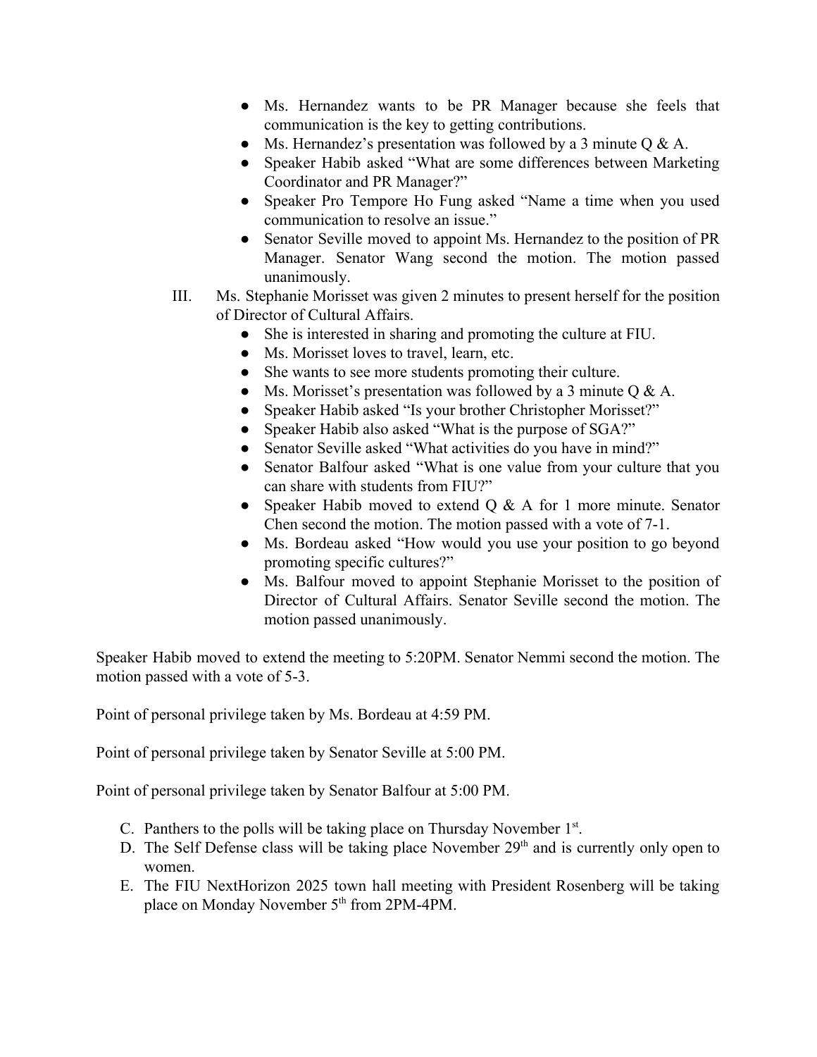- Ms. Hernandez wants to be PR Manager because she feels that communication is the key to getting contributions.
- Ms. Hernandez's presentation was followed by a 3 minute Q & A.
- Speaker Habib asked "What are some differences between Marketing Coordinator and PR Manager?"
- Speaker Pro Tempore Ho Fung asked "Name a time when you used communication to resolve an issue."
- Senator Seville moved to appoint Ms. Hernandez to the position of PR Manager. Senator Wang second the motion. The motion passed unanimously.

III. Ms. Stephanie Morisset was given 2 minutes to present herself for the position of Director of Cultural Affairs.

- She is interested in sharing and promoting the culture at FIU.
- Ms. Morisset loves to travel, learn, etc.
- She wants to see more students promoting their culture.
- Ms. Morisset's presentation was followed by a 3 minute Q & A.
- Speaker Habib asked "Is your brother Christopher Morisset?"
- Speaker Habib also asked "What is the purpose of SGA?"
- Senator Seville asked "What activities do you have in mind?"
- Senator Balfour asked "What is one value from your culture that you can share with students from FIU?"
- Speaker Habib moved to extend Q & A for 1 more minute. Senator Chen second the motion. The motion passed with a vote of 7-1.
- Ms. Bordeau asked "How would you use your position to go beyond promoting specific cultures?"
- Ms. Balfour moved to appoint Stephanie Morisset to the position of Director of Cultural Affairs. Senator Seville second the motion. The motion passed unanimously.

Speaker Habib moved to extend the meeting to 5:20PM. Senator Nemmi second the motion. The motion passed with a vote of 5-3.

Point of personal privilege taken by Ms. Bordeau at 4:59 PM.

Point of personal privilege taken by Senator Seville at 5:00 PM.

Point of personal privilege taken by Senator Balfour at 5:00 PM.

C. Panthers to the polls will be taking place on Thursday November 1st.

D. The Self Defense class will be taking place November 29th and is currently only open to women.

E. The FIU NextHorizon 2025 town hall meeting with President Rosenberg will be taking place on Monday November 5th from 2PM-4PM.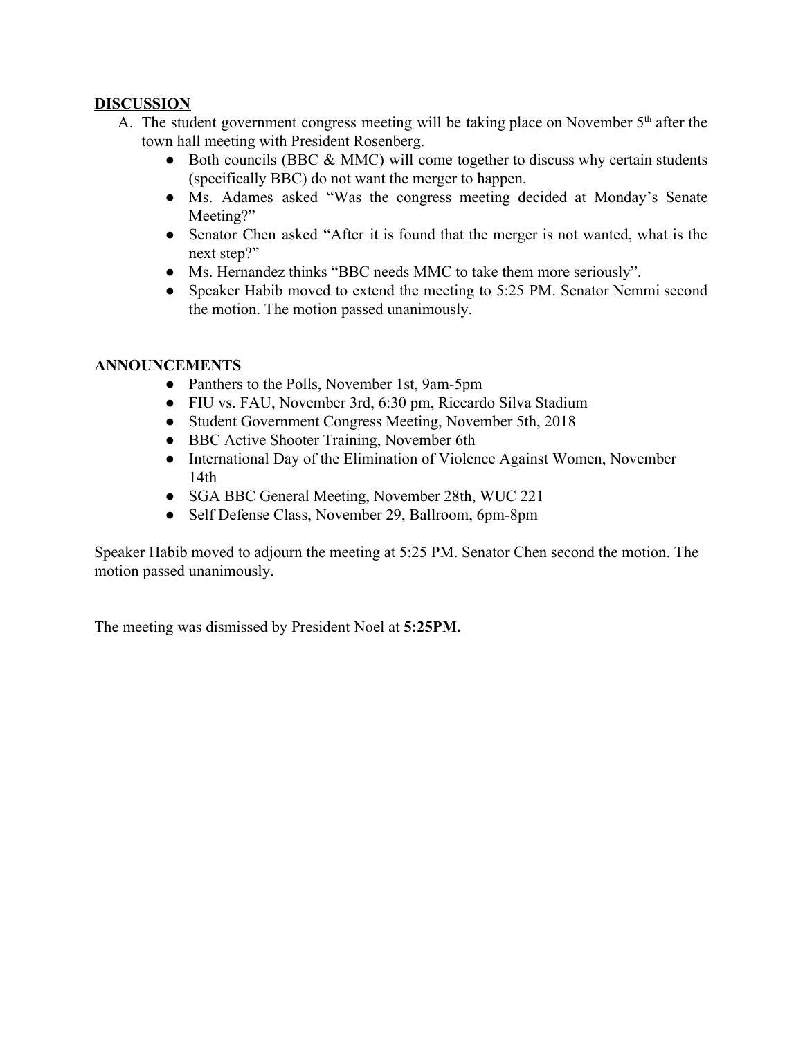**DISCUSSION**

A. The student government congress meeting will be taking place on November 5th after the town hall meeting with President Rosenberg.
   - Both councils (BBC & MMC) will come together to discuss why certain students (specifically BBC) do not want the merger to happen.
   - Ms. Adames asked "Was the congress meeting decided at Monday's Senate Meeting?"
   - Senator Chen asked "After it is found that the merger is not wanted, what is the next step?"
   - Ms. Hernandez thinks "BBC needs MMC to take them more seriously".
   - Speaker Habib moved to extend the meeting to 5:25 PM. Senator Nemmi second the motion. The motion passed unanimously.

**ANNOUNCEMENTS**

- Panthers to the Polls, November 1st, 9am-5pm
- FIU vs. FAU, November 3rd, 6:30 pm, Riccardo Silva Stadium
- Student Government Congress Meeting, November 5th, 2018
- BBC Active Shooter Training, November 6th
- International Day of the Elimination of Violence Against Women, November 14th
- SGA BBC General Meeting, November 28th, WUC 221
- Self Defense Class, November 29, Ballroom, 6pm-8pm

Speaker Habib moved to adjourn the meeting at 5:25 PM. Senator Chen second the motion. The motion passed unanimously.

The meeting was dismissed by President Noel at **5:25PM.**